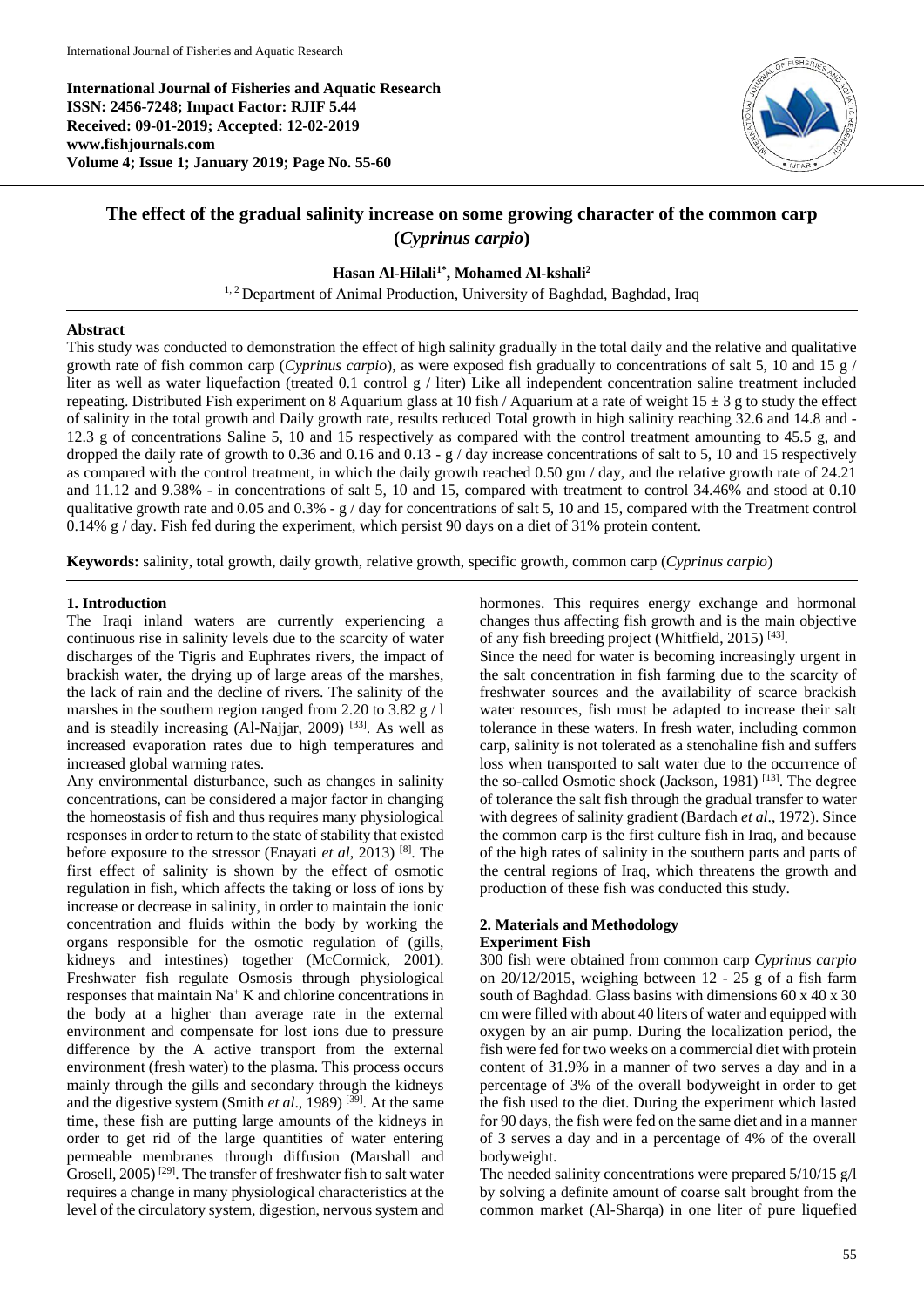International Journal of Fisheries and Aquatic Research

**International Journal of Fisheries and Aquatic Research**
**ISSN: 2456-7248; Impact Factor: RJIF 5.44**
**Received: 09-01-2019; Accepted: 12-02-2019**
**www.fishjournals.com**
**Volume 4; Issue 1; January 2019; Page No. 55-60**

# The effect of the gradual salinity increase on some growing character of the common carp (*Cyprinus carpio*)

**Hasan Al-Hilali[1*], Mohamed Al-kshali[2]**

[1, 2] Department of Animal Production, University of Baghdad, Baghdad, Iraq

## Abstract

This study was conducted to demonstration the effect of high salinity gradually in the total daily and the relative and qualitative growth rate of fish common carp (*Cyprinus carpio*), as were exposed fish gradually to concentrations of salt 5, 10 and 15 g / liter as well as water liquefaction (treated 0.1 control g / liter) Like all independent concentration saline treatment included repeating. Distributed Fish experiment on 8 Aquarium glass at 10 fish / Aquarium at a rate of weight 15 ± 3 g to study the effect of salinity in the total growth and Daily growth rate, results reduced Total growth in high salinity reaching 32.6 and 14.8 and - 12.3 g of concentrations Saline 5, 10 and 15 respectively as compared with the control treatment amounting to 45.5 g, and dropped the daily rate of growth to 0.36 and 0.16 and 0.13 - g / day increase concentrations of salt to 5, 10 and 15 respectively as compared with the control treatment, in which the daily growth reached 0.50 gm / day, and the relative growth rate of 24.21 and 11.12 and 9.38% - in concentrations of salt 5, 10 and 15, compared with treatment to control 34.46% and stood at 0.10 qualitative growth rate and 0.05 and 0.3% - g / day for concentrations of salt 5, 10 and 15, compared with the Treatment control 0.14% g / day. Fish fed during the experiment, which persist 90 days on a diet of 31% protein content.

**Keywords:** salinity, total growth, daily growth, relative growth, specific growth, common carp (*Cyprinus carpio*)

## 1. Introduction

The Iraqi inland waters are currently experiencing a continuous rise in salinity levels due to the scarcity of water discharges of the Tigris and Euphrates rivers, the impact of brackish water, the drying up of large areas of the marshes, the lack of rain and the decline of rivers. The salinity of the marshes in the southern region ranged from 2.20 to 3.82 g / l and is steadily increasing (Al-Najjar, 2009) [33]. As well as increased evaporation rates due to high temperatures and increased global warming rates.

Any environmental disturbance, such as changes in salinity concentrations, can be considered a major factor in changing the homeostasis of fish and thus requires many physiological responses in order to return to the state of stability that existed before exposure to the stressor (Enayati *et al*, 2013) [8]. The first effect of salinity is shown by the effect of osmotic regulation in fish, which affects the taking or loss of ions by increase or decrease in salinity, in order to maintain the ionic concentration and fluids within the body by working the organs responsible for the osmotic regulation of (gills, kidneys and intestines) together (McCormick, 2001). Freshwater fish regulate Osmosis through physiological responses that maintain $Na^+$ K and chlorine concentrations in the body at a higher than average rate in the external environment and compensate for lost ions due to pressure difference by the A active transport from the external environment (fresh water) to the plasma. This process occurs mainly through the gills and secondary through the kidneys and the digestive system (Smith *et al*., 1989) [39]. At the same time, these fish are putting large amounts of the kidneys in order to get rid of the large quantities of water entering permeable membranes through diffusion (Marshall and Grosell, 2005) [29]. The transfer of freshwater fish to salt water requires a change in many physiological characteristics at the level of the circulatory system, digestion, nervous system and hormones. This requires energy exchange and hormonal changes thus affecting fish growth and is the main objective of any fish breeding project (Whitfield, 2015) [43].

Since the need for water is becoming increasingly urgent in the salt concentration in fish farming due to the scarcity of freshwater sources and the availability of scarce brackish water resources, fish must be adapted to increase their salt tolerance in these waters. In fresh water, including common carp, salinity is not tolerated as a stenohaline fish and suffers loss when transported to salt water due to the occurrence of the so-called Osmotic shock (Jackson, 1981) [13]. The degree of tolerance the salt fish through the gradual transfer to water with degrees of salinity gradient (Bardach *et al*., 1972). Since the common carp is the first culture fish in Iraq, and because of the high rates of salinity in the southern parts and parts of the central regions of Iraq, which threatens the growth and production of these fish was conducted this study.

## 2. Materials and Methodology

### Experiment Fish

300 fish were obtained from common carp *Cyprinus carpio* on 20/12/2015, weighing between 12 - 25 g of a fish farm south of Baghdad. Glass basins with dimensions 60 x 40 x 30 cm were filled with about 40 liters of water and equipped with oxygen by an air pump. During the localization period, the fish were fed for two weeks on a commercial diet with protein content of 31.9% in a manner of two serves a day and in a percentage of 3% of the overall bodyweight in order to get the fish used to the diet. During the experiment which lasted for 90 days, the fish were fed on the same diet and in a manner of 3 serves a day and in a percentage of 4% of the overall bodyweight.

The needed salinity concentrations were prepared 5/10/15 g/l by solving a definite amount of coarse salt brought from the common market (Al-Sharqa) in one liter of pure liquefied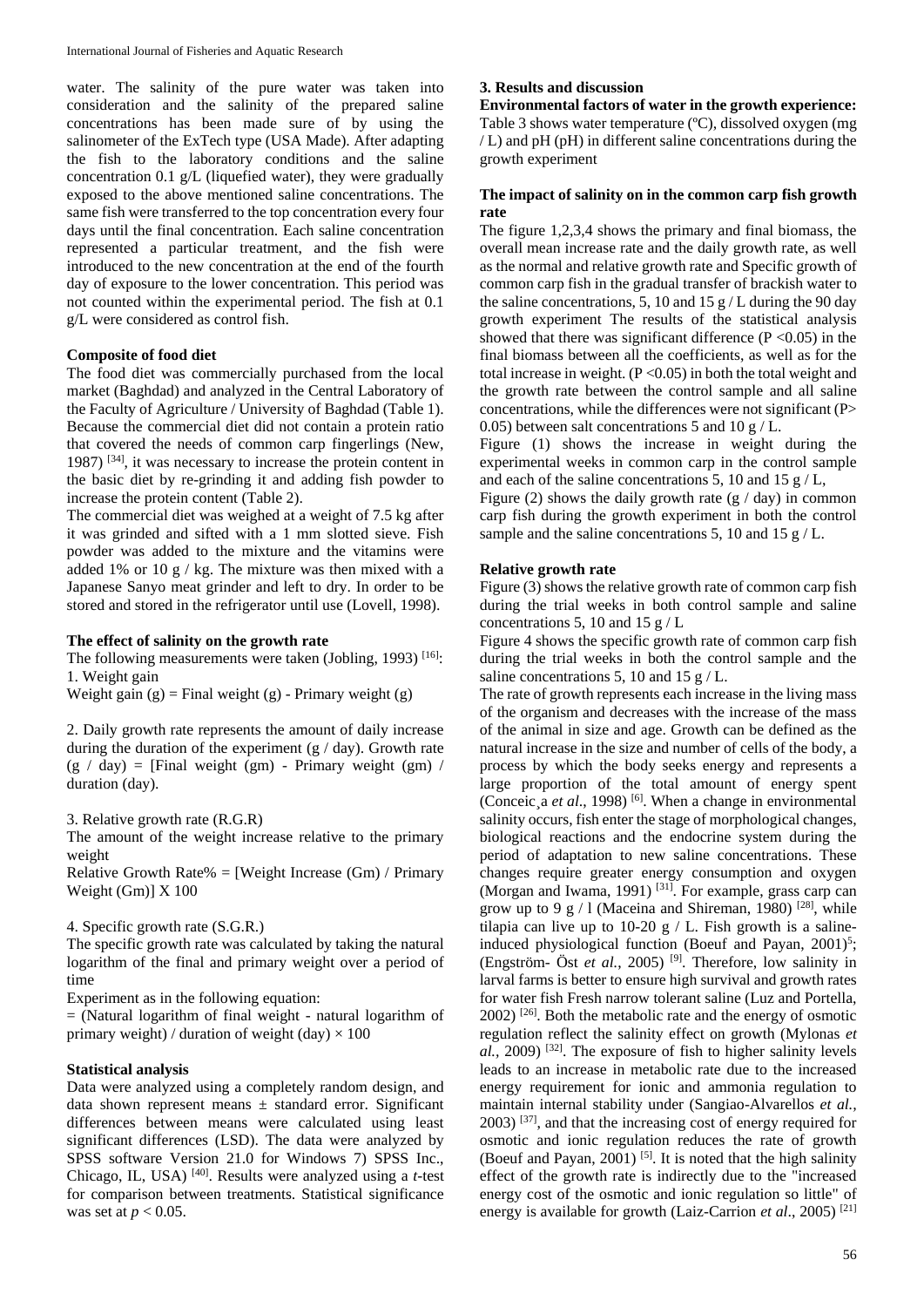water. The salinity of the pure water was taken into consideration and the salinity of the prepared saline concentrations has been made sure of by using the salinometer of the ExTech type (USA Made). After adapting the fish to the laboratory conditions and the saline concentration 0.1 g/L (liquefied water), they were gradually exposed to the above mentioned saline concentrations. The same fish were transferred to the top concentration every four days until the final concentration. Each saline concentration represented a particular treatment, and the fish were introduced to the new concentration at the end of the fourth day of exposure to the lower concentration. This period was not counted within the experimental period. The fish at 0.1 g/L were considered as control fish.

**Composite of food diet**

The food diet was commercially purchased from the local market (Baghdad) and analyzed in the Central Laboratory of the Faculty of Agriculture / University of Baghdad (Table 1). Because the commercial diet did not contain a protein ratio that covered the needs of common carp fingerlings (New, 1987) [34], it was necessary to increase the protein content in the basic diet by re-grinding it and adding fish powder to increase the protein content (Table 2).

The commercial diet was weighed at a weight of 7.5 kg after it was grinded and sifted with a 1 mm slotted sieve. Fish powder was added to the mixture and the vitamins were added 1% or 10 g / kg. The mixture was then mixed with a Japanese Sanyo meat grinder and left to dry. In order to be stored and stored in the refrigerator until use (Lovell, 1998).

**The effect of salinity on the growth rate**

The following measurements were taken (Jobling, 1993) [16]:

1. Weight gain

Weight gain (g) = Final weight (g) - Primary weight (g)

2. Daily growth rate represents the amount of daily increase during the duration of the experiment (g / day). Growth rate (g / day) = [Final weight (gm) - Primary weight (gm) / duration (day).

3. Relative growth rate (R.G.R)

The amount of the weight increase relative to the primary weight

Relative Growth Rate% = [Weight Increase (Gm) / Primary Weight (Gm)] X 100

4. Specific growth rate (S.G.R.)

The specific growth rate was calculated by taking the natural logarithm of the final and primary weight over a period of time

Experiment as in the following equation:

= (Natural logarithm of final weight - natural logarithm of primary weight) / duration of weight (day) × 100

**Statistical analysis**

Data were analyzed using a completely random design, and data shown represent means ± standard error. Significant differences between means were calculated using least significant differences (LSD). The data were analyzed by SPSS software Version 21.0 for Windows 7) SPSS Inc., Chicago, IL, USA) [40]. Results were analyzed using a *t*-test for comparison between treatments. Statistical significance was set at $p < 0.05$.

## 3. Results and discussion

**Environmental factors of water in the growth experience:** Table 3 shows water temperature (ºC), dissolved oxygen (mg / L) and pH (pH) in different saline concentrations during the growth experiment

**The impact of salinity on in the common carp fish growth rate**

The figure 1,2,3,4 shows the primary and final biomass, the overall mean increase rate and the daily growth rate, as well as the normal and relative growth rate and Specific growth of common carp fish in the gradual transfer of brackish water to the saline concentrations, 5, 10 and 15 g / L during the 90 day growth experiment The results of the statistical analysis showed that there was significant difference ($P < 0.05$) in the final biomass between all the coefficients, as well as for the total increase in weight. ($P < 0.05$) in both the total weight and the growth rate between the control sample and all saline concentrations, while the differences were not significant ($P > 0.05$) between salt concentrations 5 and 10 g / L.

Figure (1) shows the increase in weight during the experimental weeks in common carp in the control sample and each of the saline concentrations 5, 10 and 15 g / L,

Figure (2) shows the daily growth rate (g / day) in common carp fish during the growth experiment in both the control sample and the saline concentrations 5, 10 and 15 g / L.

**Relative growth rate**

Figure (3) shows the relative growth rate of common carp fish during the trial weeks in both control sample and saline concentrations 5, 10 and 15 g / L

Figure 4 shows the specific growth rate of common carp fish during the trial weeks in both the control sample and the saline concentrations 5, 10 and 15 g / L.

The rate of growth represents each increase in the living mass of the organism and decreases with the increase of the mass of the animal in size and age. Growth can be defined as the natural increase in the size and number of cells of the body, a process by which the body seeks energy and represents a large proportion of the total amount of energy spent (Conceiç̧a *et al*., 1998) [6]. When a change in environmental salinity occurs, fish enter the stage of morphological changes, biological reactions and the endocrine system during the period of adaptation to new saline concentrations. These changes require greater energy consumption and oxygen (Morgan and Iwama, 1991) [31]. For example, grass carp can grow up to 9 g / l (Maceina and Shireman, 1980) [28], while tilapia can live up to 10-20 g / L. Fish growth is a saline-induced physiological function (Boeuf and Payan, 2001)[5]; (Engström- Öst *et al.*, 2005) [9]. Therefore, low salinity in larval farms is better to ensure high survival and growth rates for water fish Fresh narrow tolerant saline (Luz and Portella, 2002) [26]. Both the metabolic rate and the energy of osmotic regulation reflect the salinity effect on growth (Mylonas *et al.*, 2009) [32]. The exposure of fish to higher salinity levels leads to an increase in metabolic rate due to the increased energy requirement for ionic and ammonia regulation to maintain internal stability under (Sangiao-Alvarellos *et al.*, 2003) [37], and that the increasing cost of energy required for osmotic and ionic regulation reduces the rate of growth (Boeuf and Payan, 2001) [5]. It is noted that the high salinity effect of the growth rate is indirectly due to the "increased energy cost of the osmotic and ionic regulation so little" of energy is available for growth (Laiz-Carrion *et al*., 2005) [21]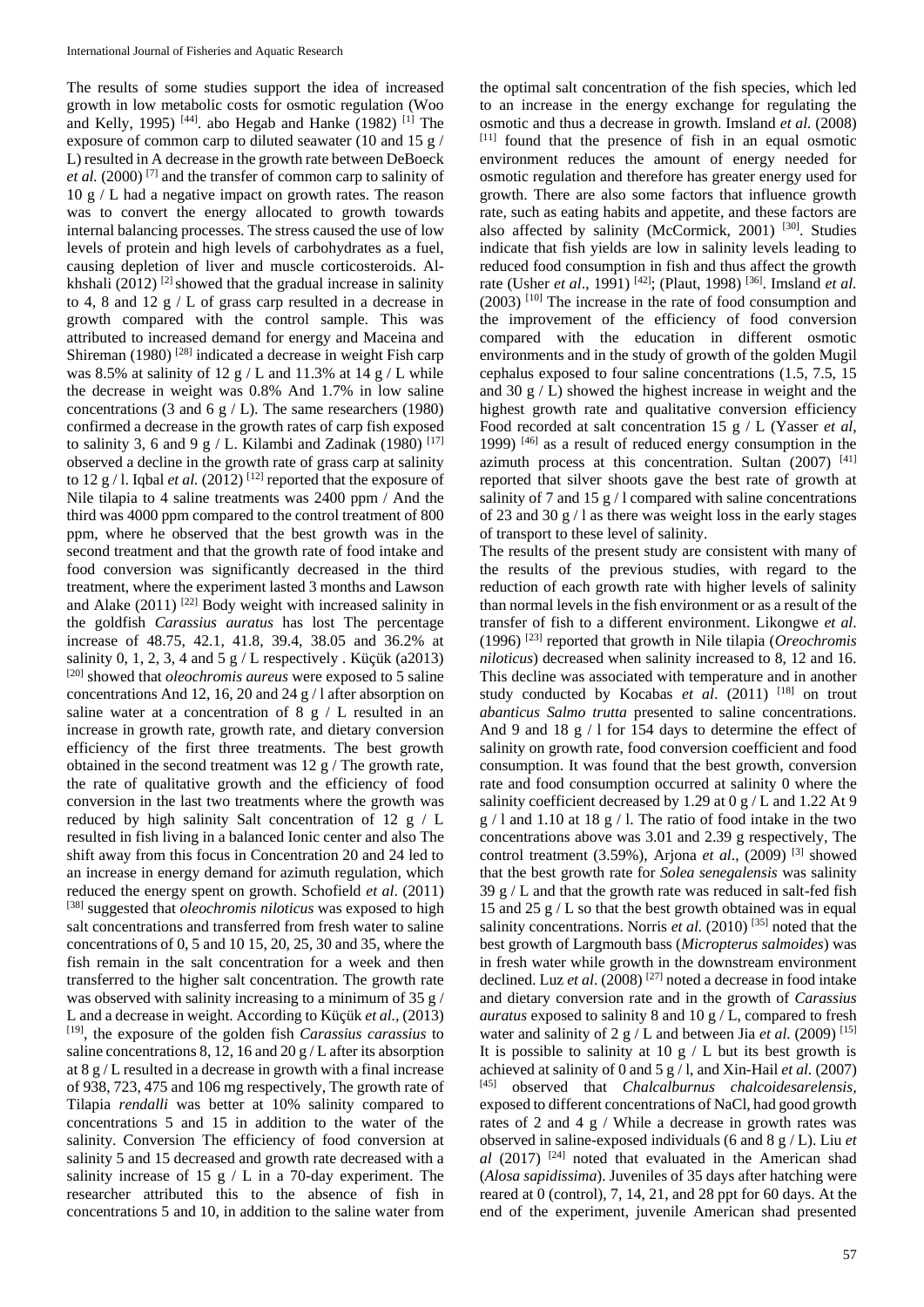The results of some studies support the idea of increased growth in low metabolic costs for osmotic regulation (Woo and Kelly, 1995) [44]. abo Hegab and Hanke (1982) [1] The exposure of common carp to diluted seawater (10 and 15 g / L) resulted in A decrease in the growth rate between DeBoeck *et al.* (2000) [7] and the transfer of common carp to salinity of 10 g / L had a negative impact on growth rates. The reason was to convert the energy allocated to growth towards internal balancing processes. The stress caused the use of low levels of protein and high levels of carbohydrates as a fuel, causing depletion of liver and muscle corticosteroids. Al-khshali (2012) [2] showed that the gradual increase in salinity to 4, 8 and 12 g / L of grass carp resulted in a decrease in growth compared with the control sample. This was attributed to increased demand for energy and Maceina and Shireman (1980) [28] indicated a decrease in weight Fish carp was 8.5% at salinity of 12 g / L and 11.3% at 14 g / L while the decrease in weight was 0.8% And 1.7% in low saline concentrations (3 and 6 g / L). The same researchers (1980) confirmed a decrease in the growth rates of carp fish exposed to salinity 3, 6 and 9 g / L. Kilambi and Zadinak (1980) [17] observed a decline in the growth rate of grass carp at salinity to 12 g / l. Iqbal *et al.* (2012) [12] reported that the exposure of Nile tilapia to 4 saline treatments was 2400 ppm / And the third was 4000 ppm compared to the control treatment of 800 ppm, where he observed that the best growth was in the second treatment and that the growth rate of food intake and food conversion was significantly decreased in the third treatment, where the experiment lasted 3 months and Lawson and Alake (2011) [22] Body weight with increased salinity in the goldfish *Carassius auratus* has lost The percentage increase of 48.75, 42.1, 41.8, 39.4, 38.05 and 36.2% at salinity 0, 1, 2, 3, 4 and 5 g / L respectively . Küçük (a2013) [20] showed that *oleochromis aureus* were exposed to 5 saline concentrations And 12, 16, 20 and 24 g / l after absorption on saline water at a concentration of 8 g / L resulted in an increase in growth rate, growth rate, and dietary conversion efficiency of the first three treatments. The best growth obtained in the second treatment was 12 g / The growth rate, the rate of qualitative growth and the efficiency of food conversion in the last two treatments where the growth was reduced by high salinity Salt concentration of 12 g / L resulted in fish living in a balanced Ionic center and also The shift away from this focus in Concentration 20 and 24 led to an increase in energy demand for azimuth regulation, which reduced the energy spent on growth. Schofield *et al*. (2011) [38] suggested that *oleochromis niloticus* was exposed to high salt concentrations and transferred from fresh water to saline concentrations of 0, 5 and 10 15, 20, 25, 30 and 35, where the fish remain in the salt concentration for a week and then transferred to the higher salt concentration. The growth rate was observed with salinity increasing to a minimum of 35 g / L and a decrease in weight. According to Küçük *et al.*, (2013) [19], the exposure of the golden fish *Carassius carassius* to saline concentrations 8, 12, 16 and 20 g / L after its absorption at 8 g / L resulted in a decrease in growth with a final increase of 938, 723, 475 and 106 mg respectively, The growth rate of Tilapia *rendalli* was better at 10% salinity compared to concentrations 5 and 15 in addition to the water of the salinity. Conversion The efficiency of food conversion at salinity 5 and 15 decreased and growth rate decreased with a salinity increase of 15 g / L in a 70-day experiment. The researcher attributed this to the absence of fish in concentrations 5 and 10, in addition to the saline water from the optimal salt concentration of the fish species, which led to an increase in the energy exchange for regulating the osmotic and thus a decrease in growth. Imsland *et al.* (2008) [11] found that the presence of fish in an equal osmotic environment reduces the amount of energy needed for osmotic regulation and therefore has greater energy used for growth. There are also some factors that influence growth rate, such as eating habits and appetite, and these factors are also affected by salinity (McCormick, 2001) [30]. Studies indicate that fish yields are low in salinity levels leading to reduced food consumption in fish and thus affect the growth rate (Usher *et al*., 1991) [42]; (Plaut, 1998) [36]. Imsland *et al.* (2003) [10] The increase in the rate of food consumption and the improvement of the efficiency of food conversion compared with the education in different osmotic environments and in the study of growth of the golden Mugil cephalus exposed to four saline concentrations (1.5, 7.5, 15 and 30 g / L) showed the highest increase in weight and the highest growth rate and qualitative conversion efficiency Food recorded at salt concentration 15 g / L (Yasser *et al*, 1999) [46] as a result of reduced energy consumption in the azimuth process at this concentration. Sultan (2007) [41] reported that silver shoots gave the best rate of growth at salinity of 7 and 15 g / l compared with saline concentrations of 23 and 30 g / l as there was weight loss in the early stages of transport to these level of salinity.

The results of the present study are consistent with many of the results of the previous studies, with regard to the reduction of each growth rate with higher levels of salinity than normal levels in the fish environment or as a result of the transfer of fish to a different environment. Likongwe *et al*. (1996) [23] reported that growth in Nile tilapia (*Oreochromis niloticus*) decreased when salinity increased to 8, 12 and 16. This decline was associated with temperature and in another study conducted by Kocabas *et al*. (2011) [18] on trout *abanticus Salmo trutta* presented to saline concentrations. And 9 and 18 g / l for 154 days to determine the effect of salinity on growth rate, food conversion coefficient and food consumption. It was found that the best growth, conversion rate and food consumption occurred at salinity 0 where the salinity coefficient decreased by 1.29 at 0 g / L and 1.22 At 9 g / l and 1.10 at 18 g / l. The ratio of food intake in the two concentrations above was 3.01 and 2.39 g respectively, The control treatment (3.59%), Arjona *et al*., (2009) [3] showed that the best growth rate for *Solea senegalensis* was salinity 39 g / L and that the growth rate was reduced in salt-fed fish 15 and 25 g / L so that the best growth obtained was in equal salinity concentrations. Norris *et al.* (2010) [35] noted that the best growth of Largmouth bass (*Micropterus salmoides*) was in fresh water while growth in the downstream environment declined. Luz *et al*. (2008) [27] noted a decrease in food intake and dietary conversion rate and in the growth of *Carassius auratus* exposed to salinity 8 and 10 g / L, compared to fresh water and salinity of 2 g / L and between Jia *et al.* (2009) [15] It is possible to salinity at 10 g / L but its best growth is achieved at salinity of 0 and 5 g / l, and Xin-Hail *et al.* (2007) [45] observed that *Chalcalburnus chalcoidesarelensis*, exposed to different concentrations of NaCl, had good growth rates of 2 and 4 g / While a decrease in growth rates was observed in saline-exposed individuals (6 and 8 g / L). Liu *et al* (2017) [24] noted that evaluated in the American shad (*Alosa sapidissima*). Juveniles of 35 days after hatching were reared at 0 (control), 7, 14, 21, and 28 ppt for 60 days. At the end of the experiment, juvenile American shad presented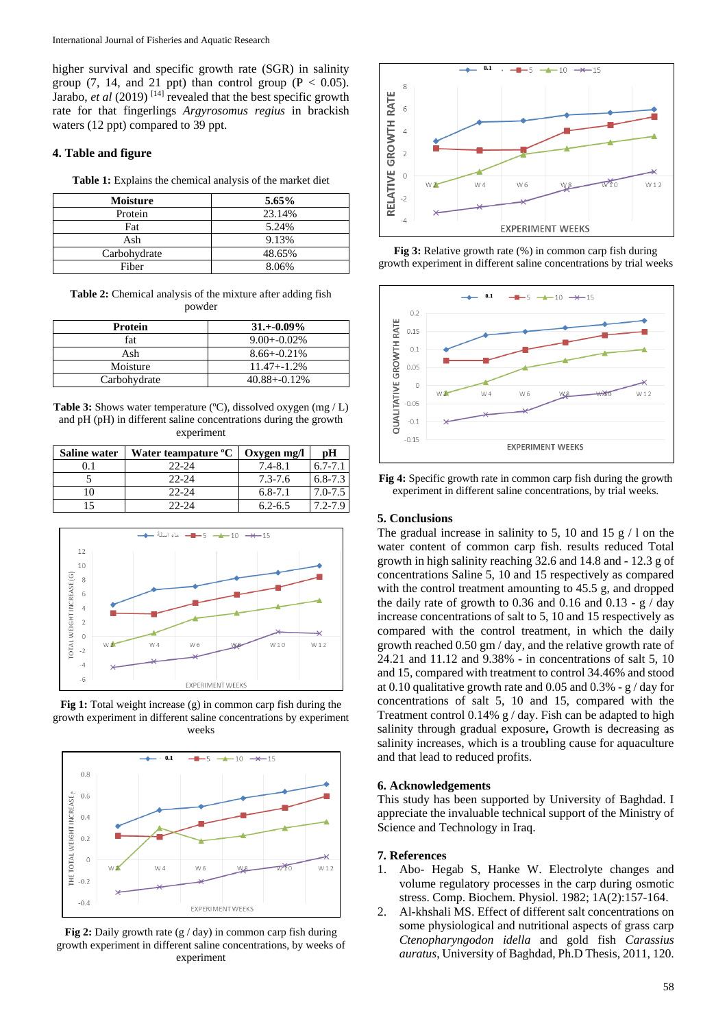higher survival and specific growth rate (SGR) in salinity group (7, 14, and 21 ppt) than control group ($P < 0.05$). Jarabo, *et al* (2019) [14] revealed that the best specific growth rate for that fingerlings *Argyrosomus regius* in brackish waters (12 ppt) compared to 39 ppt.

## 4. Table and figure

**Table 1:** Explains the chemical analysis of the market diet

| Moisture | 5.65% |
|---|---|
| Protein | 23.14% |
| Fat | 5.24% |
| Ash | 9.13% |
| Carbohydrate | 48.65% |
| Fiber | 8.06% |

**Table 2:** Chemical analysis of the mixture after adding fish powder

| Protein | 31.+-0.09% |
|---|---|
| fat | 9.00+-0.02% |
| Ash | 8.66+-0.21% |
| Moisture | 11.47+-1.2% |
| Carbohydrate | 40.88+-0.12% |

**Table 3:** Shows water temperature (ºC), dissolved oxygen (mg / L) and pH (pH) in different saline concentrations during the growth experiment

| Saline water | Water teampature °C | Oxygen mg/l | pH |
|---|---|---|---|
| 0.1 | 22-24 | 7.4-8.1 | 6.7-7.1 |
| 5 | 22-24 | 7.3-7.6 | 6.8-7.3 |
| 10 | 22-24 | 6.8-7.1 | 7.0-7.5 |
| 15 | 22-24 | 6.2-6.5 | 7.2-7.9 |

**Fig 1:** Total weight increase (g) in common carp fish during the growth experiment in different saline concentrations by experiment weeks

**Fig 2:** Daily growth rate (g / day) in common carp fish during growth experiment in different saline concentrations, by weeks of experiment

**Fig 3:** Relative growth rate (%) in common carp fish during growth experiment in different saline concentrations by trial weeks

**Fig 4:** Specific growth rate in common carp fish during the growth experiment in different saline concentrations, by trial weeks.

## 5. Conclusions

The gradual increase in salinity to 5, 10 and 15 g / l on the water content of common carp fish. results reduced Total growth in high salinity reaching 32.6 and 14.8 and - 12.3 g of concentrations Saline 5, 10 and 15 respectively as compared with the control treatment amounting to 45.5 g, and dropped the daily rate of growth to 0.36 and 0.16 and 0.13 - g / day increase concentrations of salt to 5, 10 and 15 respectively as compared with the control treatment, in which the daily growth reached 0.50 gm / day, and the relative growth rate of 24.21 and 11.12 and 9.38% - in concentrations of salt 5, 10 and 15, compared with treatment to control 34.46% and stood at 0.10 qualitative growth rate and 0.05 and 0.3% - g / day for concentrations of salt 5, 10 and 15, compared with the Treatment control 0.14% g / day. Fish can be adapted to high salinity through gradual exposure**,** Growth is decreasing as salinity increases, which is a troubling cause for aquaculture and that lead to reduced profits.

## 6. Acknowledgements

This study has been supported by University of Baghdad. I appreciate the invaluable technical support of the Ministry of Science and Technology in Iraq.

## 7. References

1. Abo- Hegab S, Hanke W. Electrolyte changes and volume regulatory processes in the carp during osmotic stress. Comp. Biochem. Physiol. 1982; 1A(2):157-164.
2. Al-khshali MS. Effect of different salt concentrations on some physiological and nutritional aspects of grass carp *Ctenopharyngodon idella* and gold fish *Carassius auratus*, University of Baghdad, Ph.D Thesis, 2011, 120.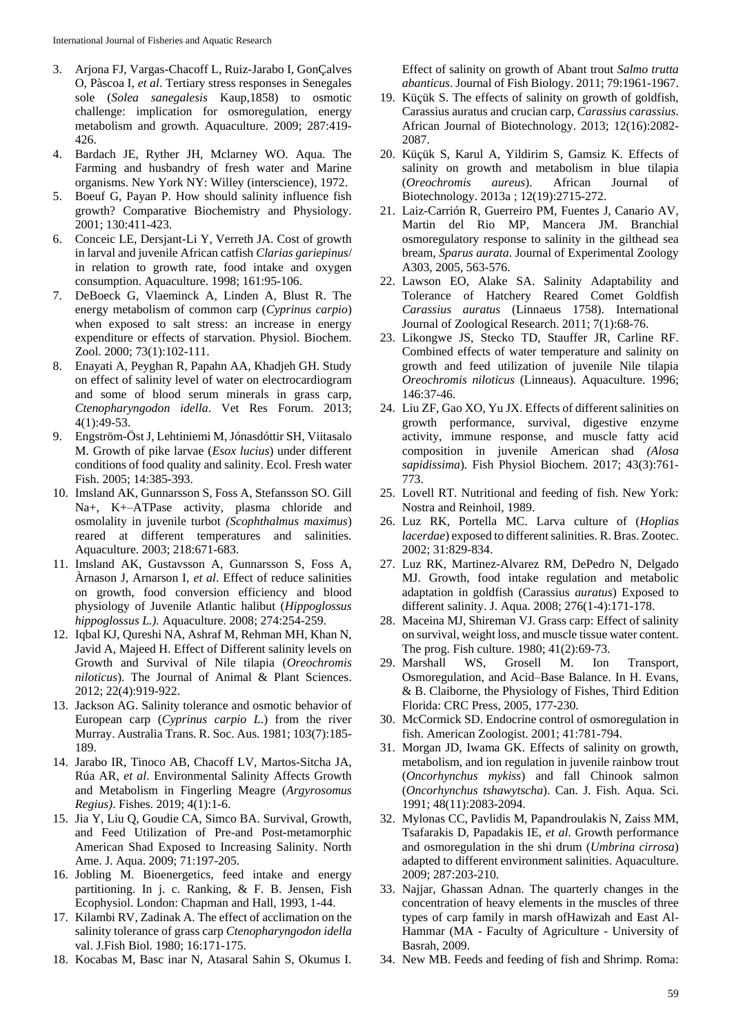3. Arjona FJ, Vargas-Chacoff L, Ruiz-Jarabo I, GonÇalves O, Pàscoa I, *et al*. Tertiary stress responses in Senegales sole (*Solea sanegalesis* Kaup,1858) to osmotic challenge: implication for osmoregulation, energy metabolism and growth. Aquaculture. 2009; 287:419-426.
4. Bardach JE, Ryther JH, Mclarney WO. Aqua. The Farming and husbandry of fresh water and Marine organisms. New York NY: Willey (interscience), 1972.
5. Boeuf G, Payan P. How should salinity influence fish growth? Comparative Biochemistry and Physiology. 2001; 130:411-423.
6. Conceic LE, Dersjant-Li Y, Verreth JA. Cost of growth in larval and juvenile African catfish *Clarias gariepinus*/ in relation to growth rate, food intake and oxygen consumption. Aquaculture. 1998; 161:95-106.
7. DeBoeck G, Vlaeminck A, Linden A, Blust R. The energy metabolism of common carp (*Cyprinus carpio*) when exposed to salt stress: an increase in energy expenditure or effects of starvation. Physiol. Biochem. Zool. 2000; 73(1):102-111.
8. Enayati A, Peyghan R, Papahn AA, Khadjeh GH. Study on effect of salinity level of water on electrocardiogram and some of blood serum minerals in grass carp, *Ctenopharyngodon idella*. Vet Res Forum. 2013; 4(1):49-53.
9. Engström-Öst J, Lehtiniemi M, Jónasdóttir SH, Viitasalo M. Growth of pike larvae (*Esox lucius*) under different conditions of food quality and salinity. Ecol. Fresh water Fish. 2005; 14:385-393.
10. Imsland AK, Gunnarsson S, Foss A, Stefansson SO. Gill Na+, K+–ATPase activity, plasma chloride and osmolality in juvenile turbot *(Scophthalmus maximus*) reared at different temperatures and salinities. Aquaculture. 2003; 218:671-683.
11. Imsland AK, Gustavsson A, Gunnarsson S, Foss A, Àrnason J, Arnarson I, *et al*. Effect of reduce salinities on growth, food conversion efficiency and blood physiology of Juvenile Atlantic halibut (*Hippoglossus hippoglossus L.).* Aquaculture. 2008; 274:254-259.
12. Iqbal KJ, Qureshi NA, Ashraf M, Rehman MH, Khan N, Javid A, Majeed H. Effect of Different salinity levels on Growth and Survival of Nile tilapia (*Oreochromis niloticus*). The Journal of Animal & Plant Sciences. 2012; 22(4):919-922.
13. Jackson AG. Salinity tolerance and osmotic behavior of European carp (*Cyprinus carpio L*.) from the river Murray. Australia Trans. R. Soc. Aus. 1981; 103(7):185-189.
14. Jarabo IR, Tinoco AB, Chacoff LV, Martos-Sitcha JA, Rúa AR, *et al*. Environmental Salinity Affects Growth and Metabolism in Fingerling Meagre (*Argyrosomus Regius)*. Fishes. 2019; 4(1):1-6.
15. Jia Y, Liu Q, Goudie CA, Simco BA. Survival, Growth, and Feed Utilization of Pre-and Post-metamorphic American Shad Exposed to Increasing Salinity. North Ame. J. Aqua. 2009; 71:197-205.
16. Jobling M. Bioenergetics, feed intake and energy partitioning. In j. c. Ranking, & F. B. Jensen, Fish Ecophysiol. London: Chapman and Hall, 1993, 1-44.
17. Kilambi RV, Zadinak A. The effect of acclimation on the salinity tolerance of grass carp *Ctenopharyngodon idella* val. J.Fish Biol. 1980; 16:171-175.
18. Kocabas M, Basc inar N, Atasaral Sahin S, Okumus I. Effect of salinity on growth of Abant trout *Salmo trutta abanticus*. Journal of Fish Biology. 2011; 79:1961-1967.
19. Küçük S. The effects of salinity on growth of goldfish, Carassius auratus and crucian carp, *Carassius carassius*. African Journal of Biotechnology. 2013; 12(16):2082-2087.
20. Küçük S, Karul A, Yildirim S, Gamsiz K. Effects of salinity on growth and metabolism in blue tilapia (*Oreochromis aureus*). African Journal of Biotechnology. 2013a ; 12(19):2715-272.
21. Laiz-Carrión R, Guerreiro PM, Fuentes J, Canario AV, Martin del Rio MP, Mancera JM. Branchial osmoregulatory response to salinity in the gilthead sea bream, *Sparus aurata*. Journal of Experimental Zoology A303, 2005, 563-576.
22. Lawson EO, Alake SA. Salinity Adaptability and Tolerance of Hatchery Reared Comet Goldfish *Carassius auratus* (Linnaeus 1758). International Journal of Zoological Research. 2011; 7(1):68-76.
23. Likongwe JS, Stecko TD, Stauffer JR, Carline RF. Combined effects of water temperature and salinity on growth and feed utilization of juvenile Nile tilapia *Oreochromis niloticus* (Linneaus). Aquaculture. 1996; 146:37-46.
24. Liu ZF, Gao XO, Yu JX. Effects of different salinities on growth performance, survival, digestive enzyme activity, immune response, and muscle fatty acid composition in juvenile American shad *(Alosa sapidissima*). Fish Physiol Biochem. 2017; 43(3):761-773.
25. Lovell RT. Nutritional and feeding of fish. New York: Nostra and Reinhoil, 1989.
26. Luz RK, Portella MC. Larva culture of (*Hoplias lacerdae*) exposed to different salinities. R. Bras. Zootec. 2002; 31:829-834.
27. Luz RK, Martinez-Alvarez RM, DePedro N, Delgado MJ. Growth, food intake regulation and metabolic adaptation in goldfish (Carassius *auratus*) Exposed to different salinity. J. Aqua. 2008; 276(1-4):171-178.
28. Maceina MJ, Shireman VJ. Grass carp: Effect of salinity on survival, weight loss, and muscle tissue water content. The prog. Fish culture. 1980; 41(2):69-73.
29. Marshall WS, Grosell M. Ion Transport, Osmoregulation, and Acid–Base Balance. In H. Evans, & B. Claiborne, the Physiology of Fishes, Third Edition Florida: CRC Press, 2005, 177-230.
30. McCormick SD. Endocrine control of osmoregulation in fish. American Zoologist. 2001; 41:781-794.
31. Morgan JD, Iwama GK. Effects of salinity on growth, metabolism, and ion regulation in juvenile rainbow trout (*Oncorhynchus mykiss*) and fall Chinook salmon (*Oncorhynchus tshawytscha*). Can. J. Fish. Aqua. Sci. 1991; 48(11):2083-2094.
32. Mylonas CC, Pavlidis M, Papandroulakis N, Zaiss MM, Tsafarakis D, Papadakis IE, *et al*. Growth performance and osmoregulation in the shi drum (*Umbrina cirrosa*) adapted to different environment salinities. Aquaculture. 2009; 287:203-210.
33. Najjar, Ghassan Adnan. The quarterly changes in the concentration of heavy elements in the muscles of three types of carp family in marsh ofHawizah and East Al-Hammar (MA - Faculty of Agriculture - University of Basrah, 2009.
34. New MB. Feeds and feeding of fish and Shrimp. Roma: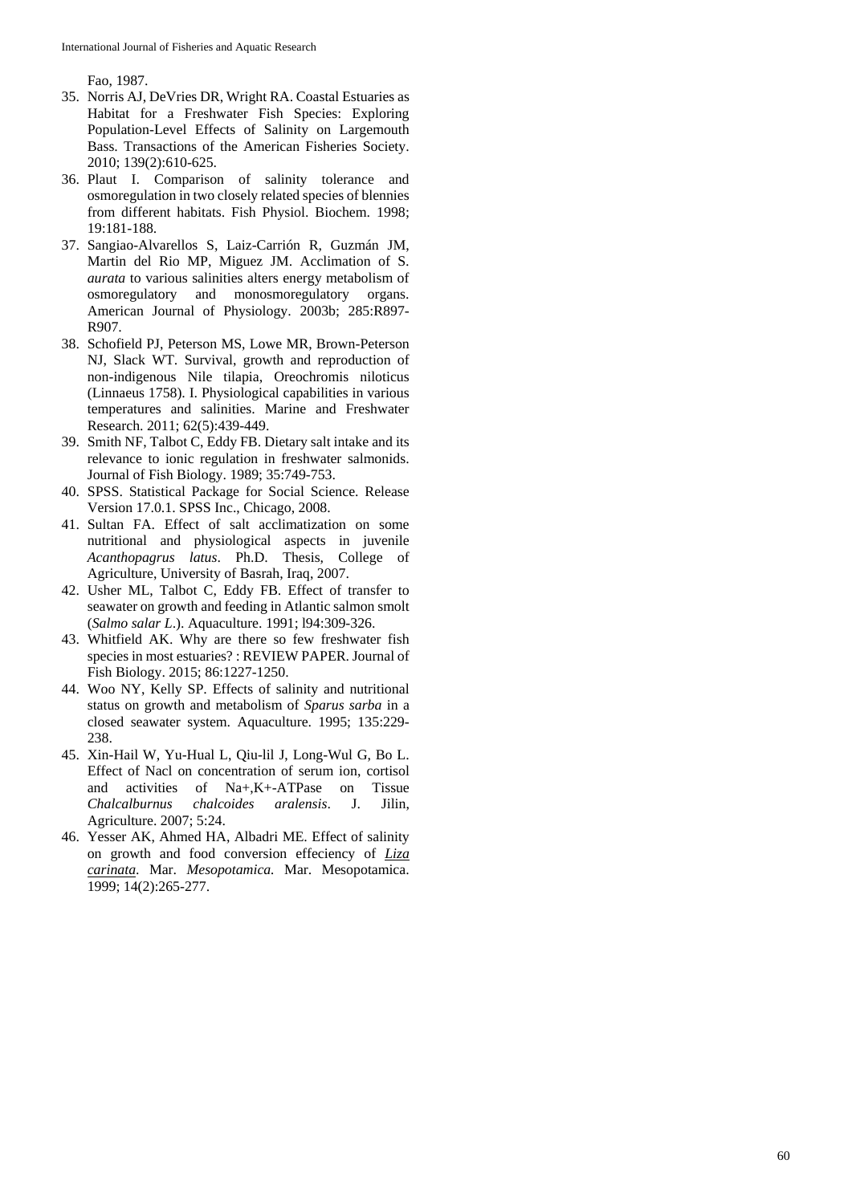Fao, 1987.

35. Norris AJ, DeVries DR, Wright RA. Coastal Estuaries as Habitat for a Freshwater Fish Species: Exploring Population-Level Effects of Salinity on Largemouth Bass. Transactions of the American Fisheries Society. 2010; 139(2):610-625.
36. Plaut I. Comparison of salinity tolerance and osmoregulation in two closely related species of blennies from different habitats. Fish Physiol. Biochem. 1998; 19:181-188.
37. Sangiao-Alvarellos S, Laiz-Carrión R, Guzmán JM, Martin del Rio MP, Miguez JM. Acclimation of S. *aurata* to various salinities alters energy metabolism of osmoregulatory and monosmoregulatory organs. American Journal of Physiology. 2003b; 285:R897-R907.
38. Schofield PJ, Peterson MS, Lowe MR, Brown-Peterson NJ, Slack WT. Survival, growth and reproduction of non-indigenous Nile tilapia, Oreochromis niloticus (Linnaeus 1758). I. Physiological capabilities in various temperatures and salinities. Marine and Freshwater Research. 2011; 62(5):439-449.
39. Smith NF, Talbot C, Eddy FB. Dietary salt intake and its relevance to ionic regulation in freshwater salmonids. Journal of Fish Biology. 1989; 35:749-753.
40. SPSS. Statistical Package for Social Science. Release Version 17.0.1. SPSS Inc., Chicago, 2008.
41. Sultan FA. Effect of salt acclimatization on some nutritional and physiological aspects in juvenile *Acanthopagrus latus*. Ph.D. Thesis, College of Agriculture, University of Basrah, Iraq, 2007.
42. Usher ML, Talbot C, Eddy FB. Effect of transfer to seawater on growth and feeding in Atlantic salmon smolt (*Salmo salar L*.). Aquaculture. 1991; l94:309-326.
43. Whitfield AK. Why are there so few freshwater fish species in most estuaries? : REVIEW PAPER. Journal of Fish Biology. 2015; 86:1227-1250.
44. Woo NY, Kelly SP. Effects of salinity and nutritional status on growth and metabolism of *Sparus sarba* in a closed seawater system. Aquaculture. 1995; 135:229-238.
45. Xin-Hail W, Yu-Hual L, Qiu-lil J, Long-Wul G, Bo L. Effect of Nacl on concentration of serum ion, cortisol and activities of Na+,K+-ATPase on Tissue *Chalcalburnus chalcoides aralensis*. J. Jilin, Agriculture. 2007; 5:24.
46. Yesser AK, Ahmed HA, Albadri ME. Effect of salinity on growth and food conversion effeciency of *Liza carinata*. Mar. *Mesopotamica.* Mar. Mesopotamica. 1999; 14(2):265-277.